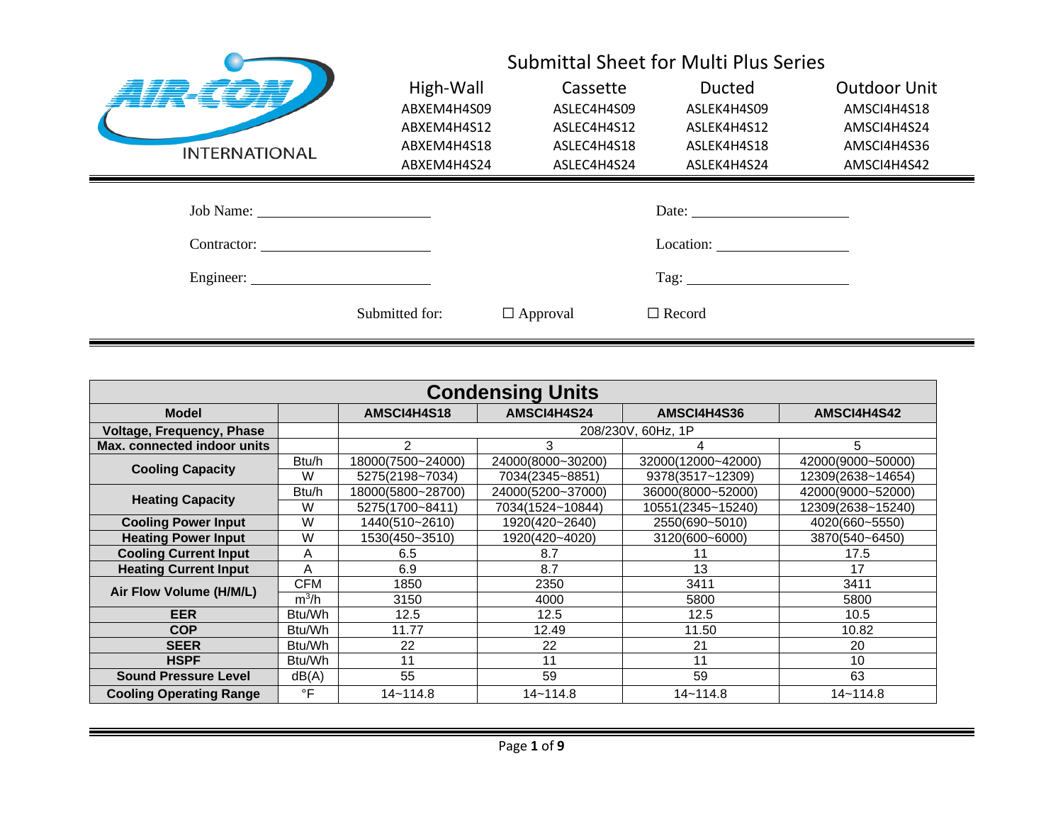AIR-CON INTERNATIONAL

# Submittal Sheet for Multi Plus Series

| High-Wall | Cassette | Ducted | Outdoor Unit |
|---|---|---|---|
| ABXEM4H4S09 | ASLEC4H4S09 | ASLEK4H4S09 | AMSCI4H4S18 |
| ABXEM4H4S12 | ASLEC4H4S12 | ASLEK4H4S12 | AMSCI4H4S24 |
| ABXEM4H4S18 | ASLEC4H4S18 | ASLEK4H4S18 | AMSCI4H4S36 |
| ABXEM4H4S24 | ASLEC4H4S24 | ASLEK4H4S24 | AMSCI4H4S42 |

Job Name: ______________________ Date: ______________________

Contractor: ______________________ Location: ______________________

Engineer: ______________________ Tag: ______________________

Submitted for: ☐ Approval ☐ Record

## Condensing Units

| Model | | AMSCI4H4S18 | AMSCI4H4S24 | AMSCI4H4S36 | AMSCI4H4S42 |
|---|---|---|---|---|---|
| Voltage, Frequency, Phase | | 208/230V, 60Hz, 1P | | | |
| Max. connected indoor units | | 2 | 3 | 4 | 5 |
| Cooling Capacity | Btu/h | 18000(7500~24000) | 24000(8000~30200) | 32000(12000~42000) | 42000(9000~50000) |
| | W | 5275(2198~7034) | 7034(2345~8851) | 9378(3517~12309) | 12309(2638~14654) |
| Heating Capacity | Btu/h | 18000(5800~28700) | 24000(5200~37000) | 36000(8000~52000) | 42000(9000~52000) |
| | W | 5275(1700~8411) | 7034(1524~10844) | 10551(2345~15240) | 12309(2638~15240) |
| Cooling Power Input | W | 1440(510~2610) | 1920(420~2640) | 2550(690~5010) | 4020(660~5550) |
| Heating Power Input | W | 1530(450~3510) | 1920(420~4020) | 3120(600~6000) | 3870(540~6450) |
| Cooling Current Input | A | 6.5 | 8.7 | 11 | 17.5 |
| Heating Current Input | A | 6.9 | 8.7 | 13 | 17 |
| Air Flow Volume (H/M/L) | CFM | 1850 | 2350 | 3411 | 3411 |
| | $m^3/h$ | 3150 | 4000 | 5800 | 5800 |
| EER | Btu/Wh | 12.5 | 12.5 | 12.5 | 10.5 |
| COP | Btu/Wh | 11.77 | 12.49 | 11.50 | 10.82 |
| SEER | Btu/Wh | 22 | 22 | 21 | 20 |
| HSPF | Btu/Wh | 11 | 11 | 11 | 10 |
| Sound Pressure Level | dB(A) | 55 | 59 | 59 | 63 |
| Cooling Operating Range | °F | 14~114.8 | 14~114.8 | 14~114.8 | 14~114.8 |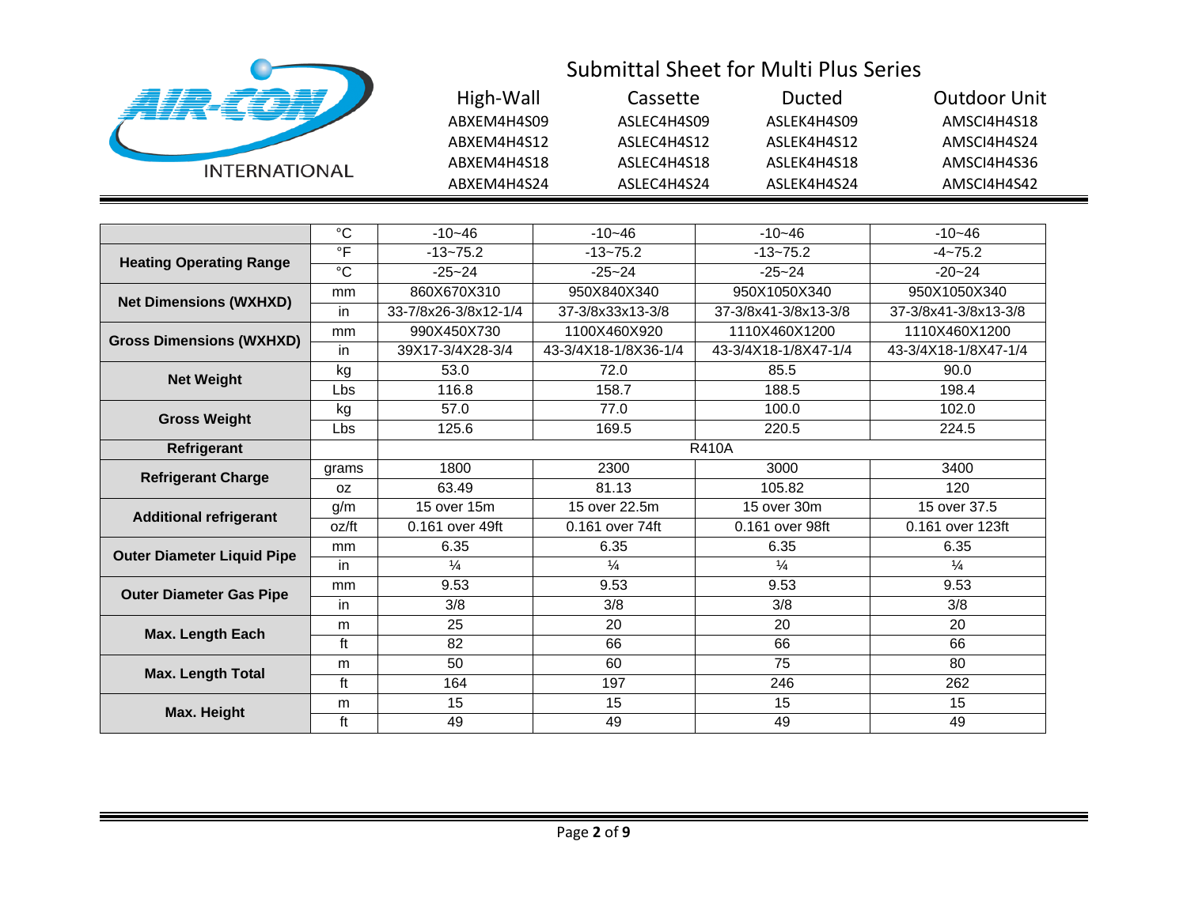# Submittal Sheet for Multi Plus Series

AIR-CON INTERNATIONAL

| High-Wall | Cassette | Ducted | Outdoor Unit |
|---|---|---|---|
| ABXEM4H4S09 | ASLEC4H4S09 | ASLEK4H4S09 | AMSCI4H4S18 |
| ABXEM4H4S12 | ASLEC4H4S12 | ASLEK4H4S12 | AMSCI4H4S24 |
| ABXEM4H4S18 | ASLEC4H4S18 | ASLEK4H4S18 | AMSCI4H4S36 |
| ABXEM4H4S24 | ASLEC4H4S24 | ASLEK4H4S24 | AMSCI4H4S42 |

| | | | | | |
|---|---|---|---|---|---|
| | °C | -10~46 | -10~46 | -10~46 | -10~46 |
| **Heating Operating Range** | °F | -13~75.2 | -13~75.2 | -13~75.2 | -4~75.2 |
| | °C | -25~24 | -25~24 | -25~24 | -20~24 |
| **Net Dimensions (WXHXD)** | mm | 860X670X310 | 950X840X340 | 950X1050X340 | 950X1050X340 |
| | in | 33-7/8x26-3/8x12-1/4 | 37-3/8x33x13-3/8 | 37-3/8x41-3/8x13-3/8 | 37-3/8x41-3/8x13-3/8 |
| **Gross Dimensions (WXHXD)** | mm | 990X450X730 | 1100X460X920 | 1110X460X1200 | 1110X460X1200 |
| | in | 39X17-3/4X28-3/4 | 43-3/4X18-1/8X36-1/4 | 43-3/4X18-1/8X47-1/4 | 43-3/4X18-1/8X47-1/4 |
| **Net Weight** | kg | 53.0 | 72.0 | 85.5 | 90.0 |
| | Lbs | 116.8 | 158.7 | 188.5 | 198.4 |
| **Gross Weight** | kg | 57.0 | 77.0 | 100.0 | 102.0 |
| | Lbs | 125.6 | 169.5 | 220.5 | 224.5 |
| **Refrigerant** | | R410A | | | |
| **Refrigerant Charge** | grams | 1800 | 2300 | 3000 | 3400 |
| | oz | 63.49 | 81.13 | 105.82 | 120 |
| **Additional refrigerant** | g/m | 15 over 15m | 15 over 22.5m | 15 over 30m | 15 over 37.5 |
| | oz/ft | 0.161 over 49ft | 0.161 over 74ft | 0.161 over 98ft | 0.161 over 123ft |
| **Outer Diameter Liquid Pipe** | mm | 6.35 | 6.35 | 6.35 | 6.35 |
| | in | ¼ | ¼ | ¼ | ¼ |
| **Outer Diameter Gas Pipe** | mm | 9.53 | 9.53 | 9.53 | 9.53 |
| | in | 3/8 | 3/8 | 3/8 | 3/8 |
| **Max. Length Each** | m | 25 | 20 | 20 | 20 |
| | ft | 82 | 66 | 66 | 66 |
| **Max. Length Total** | m | 50 | 60 | 75 | 80 |
| | ft | 164 | 197 | 246 | 262 |
| **Max. Height** | m | 15 | 15 | 15 | 15 |
| | ft | 49 | 49 | 49 | 49 |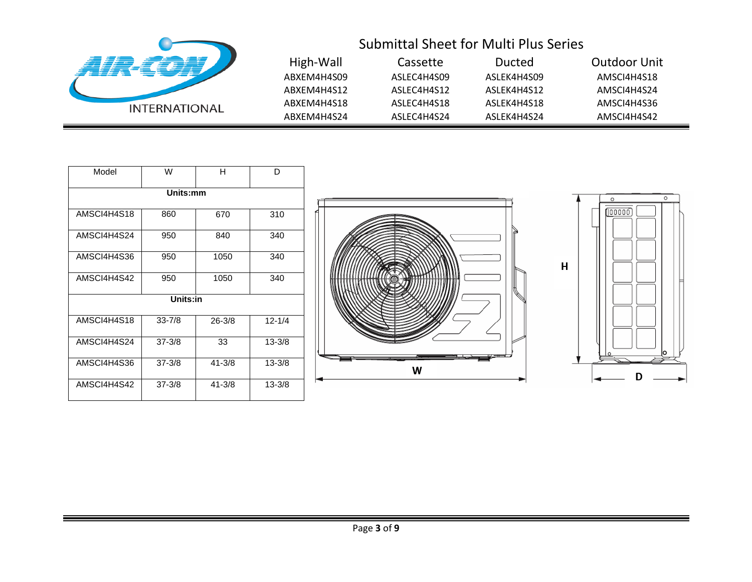# Submittal Sheet for Multi Plus Series

| High-Wall | Cassette | Ducted | Outdoor Unit |
|---|---|---|---|
| ABXEM4H4S09 | ASLEC4H4S09 | ASLEK4H4S09 | AMSCI4H4S18 |
| ABXEM4H4S12 | ASLEC4H4S12 | ASLEK4H4S12 | AMSCI4H4S24 |
| ABXEM4H4S18 | ASLEC4H4S18 | ASLEK4H4S18 | AMSCI4H4S36 |
| ABXEM4H4S24 | ASLEC4H4S24 | ASLEK4H4S24 | AMSCI4H4S42 |

| Model | W | H | D |
|---|---|---|---|
| **Units:mm** | | | |
| AMSCI4H4S18 | 860 | 670 | 310 |
| AMSCI4H4S24 | 950 | 840 | 340 |
| AMSCI4H4S36 | 950 | 1050 | 340 |
| AMSCI4H4S42 | 950 | 1050 | 340 |
| **Units:in** | | | |
| AMSCI4H4S18 | 33-7/8 | 26-3/8 | 12-1/4 |
| AMSCI4H4S24 | 37-3/8 | 33 | 13-3/8 |
| AMSCI4H4S36 | 37-3/8 | 41-3/8 | 13-3/8 |
| AMSCI4H4S42 | 37-3/8 | 41-3/8 | 13-3/8 |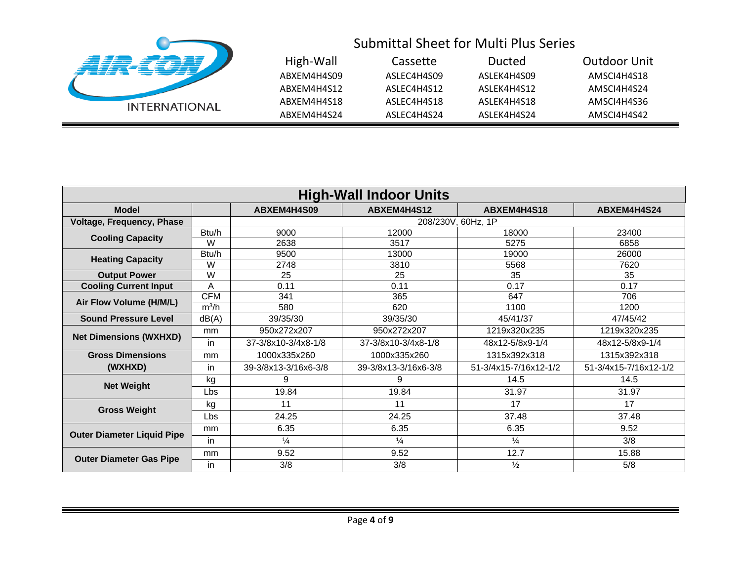# Submittal Sheet for Multi Plus Series

| High-Wall | Cassette | Ducted | Outdoor Unit |
|---|---|---|---|
| ABXEM4H4S09 | ASLEC4H4S09 | ASLEK4H4S09 | AMSCI4H4S18 |
| ABXEM4H4S12 | ASLEC4H4S12 | ASLEK4H4S12 | AMSCI4H4S24 |
| ABXEM4H4S18 | ASLEC4H4S18 | ASLEK4H4S18 | AMSCI4H4S36 |
| ABXEM4H4S24 | ASLEC4H4S24 | ASLEK4H4S24 | AMSCI4H4S42 |

## High-Wall Indoor Units

| Model | | ABXEM4H4S09 | ABXEM4H4S12 | ABXEM4H4S18 | ABXEM4H4S24 |
|---|---|---|---|---|---|
| Voltage, Frequency, Phase | | 208/230V, 60Hz, 1P | | | |
| Cooling Capacity | Btu/h | 9000 | 12000 | 18000 | 23400 |
| | W | 2638 | 3517 | 5275 | 6858 |
| Heating Capacity | Btu/h | 9500 | 13000 | 19000 | 26000 |
| | W | 2748 | 3810 | 5568 | 7620 |
| Output Power | W | 25 | 25 | 35 | 35 |
| Cooling Current Input | A | 0.11 | 0.11 | 0.17 | 0.17 |
| Air Flow Volume (H/M/L) | CFM | 341 | 365 | 647 | 706 |
| | $m^3/h$ | 580 | 620 | 1100 | 1200 |
| Sound Pressure Level | dB(A) | 39/35/30 | 39/35/30 | 45/41/37 | 47/45/42 |
| Net Dimensions (WXHXD) | mm | 950x272x207 | 950x272x207 | 1219x320x235 | 1219x320x235 |
| | in | 37-3/8x10-3/4x8-1/8 | 37-3/8x10-3/4x8-1/8 | 48x12-5/8x9-1/4 | 48x12-5/8x9-1/4 |
| Gross Dimensions (WXHXD) | mm | 1000x335x260 | 1000x335x260 | 1315x392x318 | 1315x392x318 |
| | in | 39-3/8x13-3/16x6-3/8 | 39-3/8x13-3/16x6-3/8 | 51-3/4x15-7/16x12-1/2 | 51-3/4x15-7/16x12-1/2 |
| Net Weight | kg | 9 | 9 | 14.5 | 14.5 |
| | Lbs | 19.84 | 19.84 | 31.97 | 31.97 |
| Gross Weight | kg | 11 | 11 | 17 | 17 |
| | Lbs | 24.25 | 24.25 | 37.48 | 37.48 |
| Outer Diameter Liquid Pipe | mm | 6.35 | 6.35 | 6.35 | 9.52 |
| | in | ¼ | ¼ | ¼ | 3/8 |
| Outer Diameter Gas Pipe | mm | 9.52 | 9.52 | 12.7 | 15.88 |
| | in | 3/8 | 3/8 | ½ | 5/8 |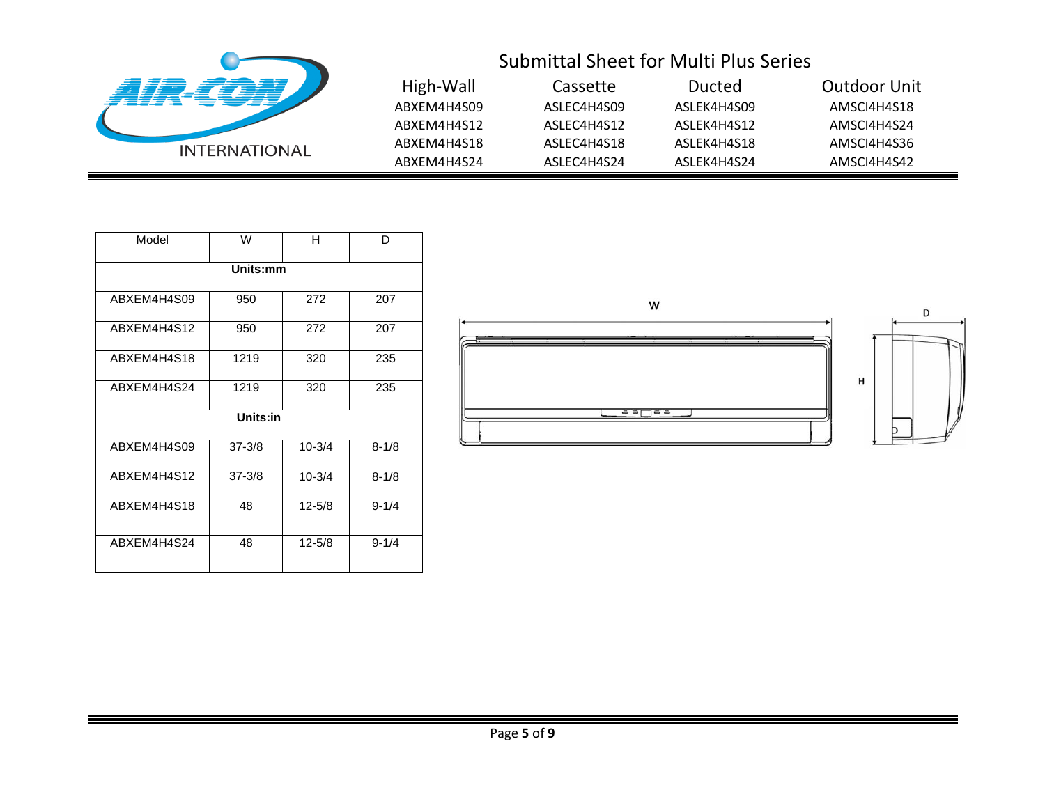# Submittal Sheet for Multi Plus Series

| High-Wall | Cassette | Ducted | Outdoor Unit |
|---|---|---|---|
| ABXEM4H4S09 | ASLEC4H4S09 | ASLEK4H4S09 | AMSCI4H4S18 |
| ABXEM4H4S12 | ASLEC4H4S12 | ASLEK4H4S12 | AMSCI4H4S24 |
| ABXEM4H4S18 | ASLEC4H4S18 | ASLEK4H4S18 | AMSCI4H4S36 |
| ABXEM4H4S24 | ASLEC4H4S24 | ASLEK4H4S24 | AMSCI4H4S42 |

| Model | W | H | D |
|---|---|---|---|
| **Units:mm** | | | |
| ABXEM4H4S09 | 950 | 272 | 207 |
| ABXEM4H4S12 | 950 | 272 | 207 |
| ABXEM4H4S18 | 1219 | 320 | 235 |
| ABXEM4H4S24 | 1219 | 320 | 235 |
| **Units:in** | | | |
| ABXEM4H4S09 | 37-3/8 | 10-3/4 | 8-1/8 |
| ABXEM4H4S12 | 37-3/8 | 10-3/4 | 8-1/8 |
| ABXEM4H4S18 | 48 | 12-5/8 | 9-1/4 |
| ABXEM4H4S24 | 48 | 12-5/8 | 9-1/4 |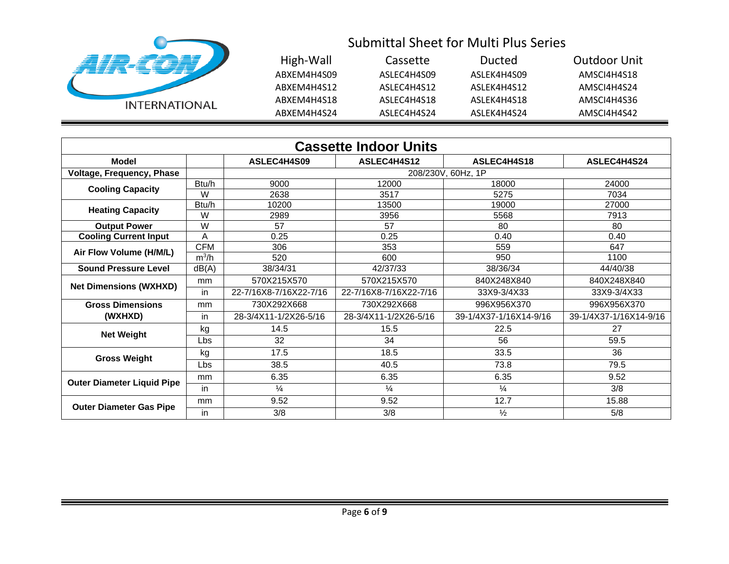AIR-CON INTERNATIONAL

# Submittal Sheet for Multi Plus Series

| High-Wall | Cassette | Ducted | Outdoor Unit |
|---|---|---|---|
| ABXEM4H4S09 | ASLEC4H4S09 | ASLEK4H4S09 | AMSCI4H4S18 |
| ABXEM4H4S12 | ASLEC4H4S12 | ASLEK4H4S12 | AMSCI4H4S24 |
| ABXEM4H4S18 | ASLEC4H4S18 | ASLEK4H4S18 | AMSCI4H4S36 |
| ABXEM4H4S24 | ASLEC4H4S24 | ASLEK4H4S24 | AMSCI4H4S42 |

## Cassette Indoor Units

| Model | | ASLEC4H4S09 | ASLEC4H4S12 | ASLEC4H4S18 | ASLEC4H4S24 |
|---|---|---|---|---|---|
| Voltage, Frequency, Phase | | 208/230V, 60Hz, 1P | | | |
| Cooling Capacity | Btu/h | 9000 | 12000 | 18000 | 24000 |
| | W | 2638 | 3517 | 5275 | 7034 |
| Heating Capacity | Btu/h | 10200 | 13500 | 19000 | 27000 |
| | W | 2989 | 3956 | 5568 | 7913 |
| Output Power | W | 57 | 57 | 80 | 80 |
| Cooling Current Input | A | 0.25 | 0.25 | 0.40 | 0.40 |
| Air Flow Volume (H/M/L) | CFM | 306 | 353 | 559 | 647 |
| | $m^3/h$ | 520 | 600 | 950 | 1100 |
| Sound Pressure Level | dB(A) | 38/34/31 | 42/37/33 | 38/36/34 | 44/40/38 |
| Net Dimensions (WXHXD) | mm | 570X215X570 | 570X215X570 | 840X248X840 | 840X248X840 |
| | in | 22-7/16X8-7/16X22-7/16 | 22-7/16X8-7/16X22-7/16 | 33X9-3/4X33 | 33X9-3/4X33 |
| Gross Dimensions (WXHXD) | mm | 730X292X668 | 730X292X668 | 996X956X370 | 996X956X370 |
| | in | 28-3/4X11-1/2X26-5/16 | 28-3/4X11-1/2X26-5/16 | 39-1/4X37-1/16X14-9/16 | 39-1/4X37-1/16X14-9/16 |
| Net Weight | kg | 14.5 | 15.5 | 22.5 | 27 |
| | Lbs | 32 | 34 | 56 | 59.5 |
| Gross Weight | kg | 17.5 | 18.5 | 33.5 | 36 |
| | Lbs | 38.5 | 40.5 | 73.8 | 79.5 |
| Outer Diameter Liquid Pipe | mm | 6.35 | 6.35 | 6.35 | 9.52 |
| | in | ¼ | ¼ | ¼ | 3/8 |
| Outer Diameter Gas Pipe | mm | 9.52 | 9.52 | 12.7 | 15.88 |
| | in | 3/8 | 3/8 | ½ | 5/8 |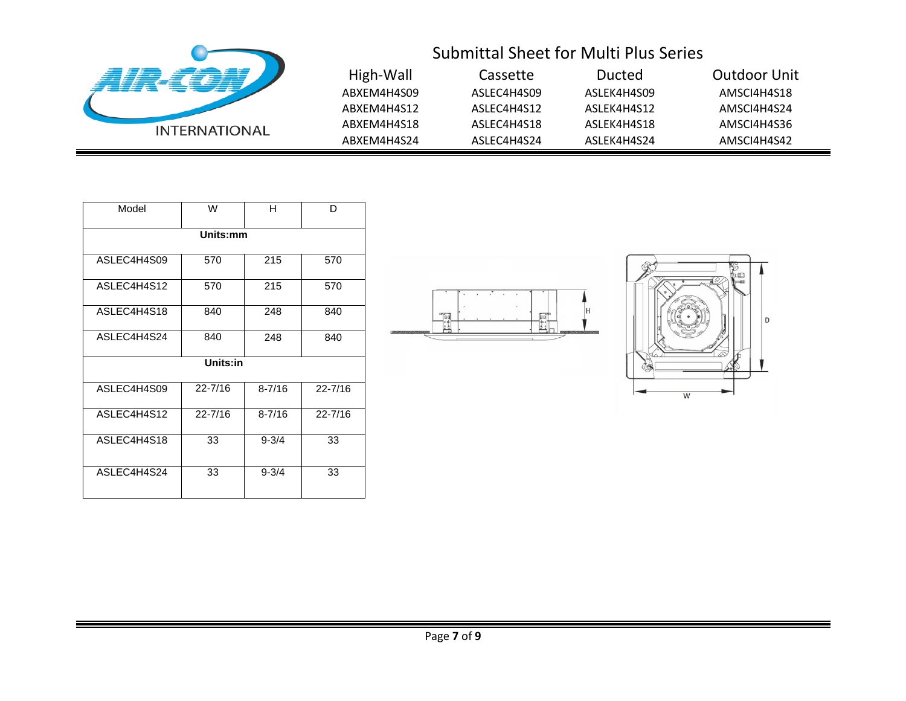| Model | W | H | D |
|---|---|---|---|
| **Units:mm** | | | |
| ASLEC4H4S09 | 570 | 215 | 570 |
| ASLEC4H4S12 | 570 | 215 | 570 |
| ASLEC4H4S18 | 840 | 248 | 840 |
| ASLEC4H4S24 | 840 | 248 | 840 |
| **Units:in** | | | |
| ASLEC4H4S09 | 22-7/16 | 8-7/16 | 22-7/16 |
| ASLEC4H4S12 | 22-7/16 | 8-7/16 | 22-7/16 |
| ASLEC4H4S18 | 33 | 9-3/4 | 33 |
| ASLEC4H4S24 | 33 | 9-3/4 | 33 |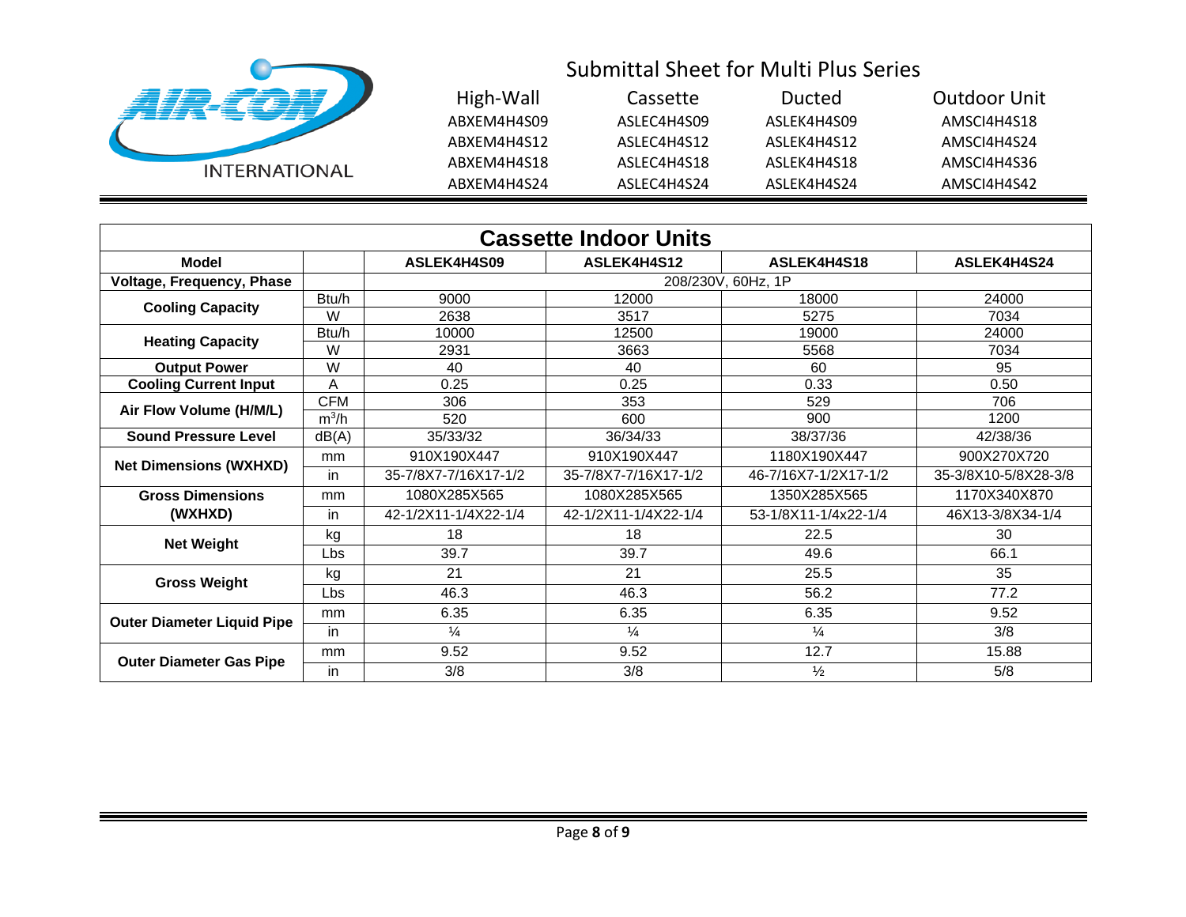# Submittal Sheet for Multi Plus Series

| High-Wall | Cassette | Ducted | Outdoor Unit |
|---|---|---|---|
| ABXEM4H4S09 | ASLEC4H4S09 | ASLEK4H4S09 | AMSCI4H4S18 |
| ABXEM4H4S12 | ASLEC4H4S12 | ASLEK4H4S12 | AMSCI4H4S24 |
| ABXEM4H4S18 | ASLEC4H4S18 | ASLEK4H4S18 | AMSCI4H4S36 |
| ABXEM4H4S24 | ASLEC4H4S24 | ASLEK4H4S24 | AMSCI4H4S42 |

## Cassette Indoor Units

| Model | | ASLEK4H4S09 | ASLEK4H4S12 | ASLEK4H4S18 | ASLEK4H4S24 |
|---|---|---|---|---|---|
| Voltage, Frequency, Phase | | 208/230V, 60Hz, 1P | | | |
| Cooling Capacity | Btu/h | 9000 | 12000 | 18000 | 24000 |
| | W | 2638 | 3517 | 5275 | 7034 |
| Heating Capacity | Btu/h | 10000 | 12500 | 19000 | 24000 |
| | W | 2931 | 3663 | 5568 | 7034 |
| Output Power | W | 40 | 40 | 60 | 95 |
| Cooling Current Input | A | 0.25 | 0.25 | 0.33 | 0.50 |
| Air Flow Volume (H/M/L) | CFM | 306 | 353 | 529 | 706 |
| | $m^3/h$ | 520 | 600 | 900 | 1200 |
| Sound Pressure Level | dB(A) | 35/33/32 | 36/34/33 | 38/37/36 | 42/38/36 |
| Net Dimensions (WXHXD) | mm | 910X190X447 | 910X190X447 | 1180X190X447 | 900X270X720 |
| | in | 35-7/8X7-7/16X17-1/2 | 35-7/8X7-7/16X17-1/2 | 46-7/16X7-1/2X17-1/2 | 35-3/8X10-5/8X28-3/8 |
| Gross Dimensions (WXHXD) | mm | 1080X285X565 | 1080X285X565 | 1350X285X565 | 1170X340X870 |
| | in | 42-1/2X11-1/4X22-1/4 | 42-1/2X11-1/4X22-1/4 | 53-1/8X11-1/4x22-1/4 | 46X13-3/8X34-1/4 |
| Net Weight | kg | 18 | 18 | 22.5 | 30 |
| | Lbs | 39.7 | 39.7 | 49.6 | 66.1 |
| Gross Weight | kg | 21 | 21 | 25.5 | 35 |
| | Lbs | 46.3 | 46.3 | 56.2 | 77.2 |
| Outer Diameter Liquid Pipe | mm | 6.35 | 6.35 | 6.35 | 9.52 |
| | in | ¼ | ¼ | ¼ | 3/8 |
| Outer Diameter Gas Pipe | mm | 9.52 | 9.52 | 12.7 | 15.88 |
| | in | 3/8 | 3/8 | ½ | 5/8 |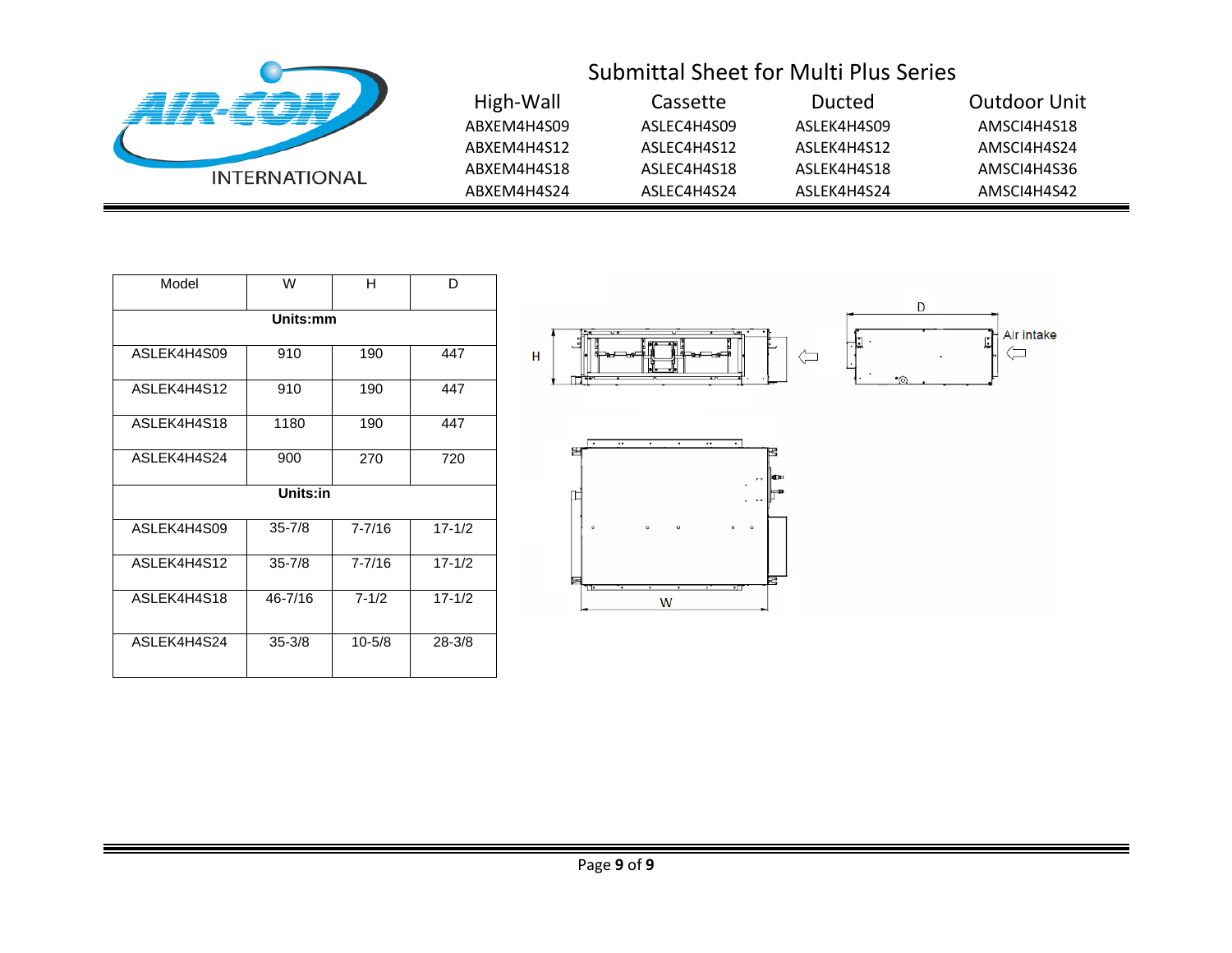| Model | W | H | D |
|---|---|---|---|
| **Units:mm** | | | |
| ASLEK4H4S09 | 910 | 190 | 447 |
| ASLEK4H4S12 | 910 | 190 | 447 |
| ASLEK4H4S18 | 1180 | 190 | 447 |
| ASLEK4H4S24 | 900 | 270 | 720 |
| **Units:in** | | | |
| ASLEK4H4S09 | 35-7/8 | 7-7/16 | 17-1/2 |
| ASLEK4H4S12 | 35-7/8 | 7-7/16 | 17-1/2 |
| ASLEK4H4S18 | 46-7/16 | 7-1/2 | 17-1/2 |
| ASLEK4H4S24 | 35-3/8 | 10-5/8 | 28-3/8 |

H

D

Air intake

W